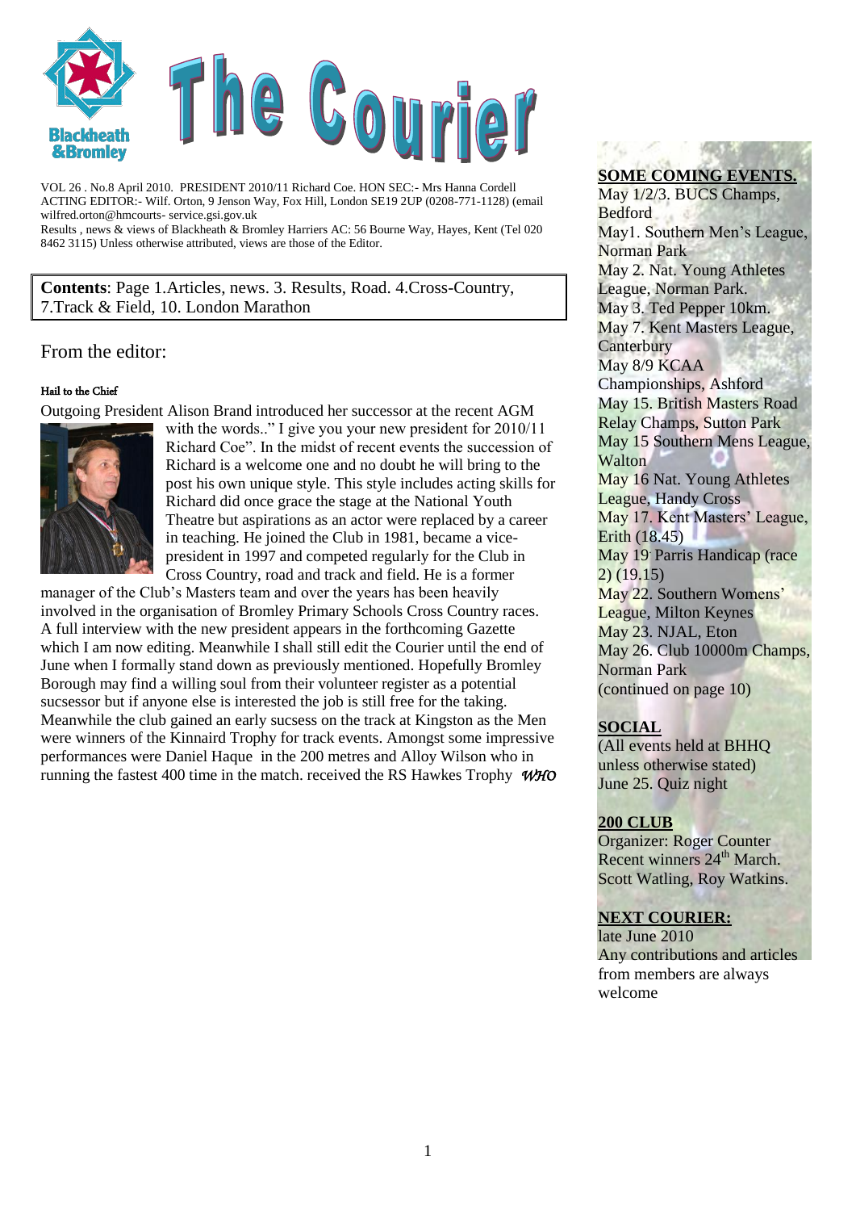# The Courier

VOL 26 . No.8 April 2010. PRESIDENT 2010/11 Richard Coe. HON SEC:- Mrs Hanna Cordell
ACTING EDITOR:- Wilf. Orton, 9 Jenson Way, Fox Hill, London SE19 2UP (0208-771-1128) (email wilfred.orton@hmcourts- service.gsi.gov.uk
Results , news & views of Blackheath & Bromley Harriers AC: 56 Bourne Way, Hayes, Kent (Tel 020 8462 3115) Unless otherwise attributed, views are those of the Editor.

**Contents**: Page 1.Articles, news. 3. Results, Road. 4.Cross-Country, 7.Track & Field, 10. London Marathon

## From the editor:

#### Hail to the Chief

Outgoing President Alison Brand introduced her successor at the recent AGM with the words.." I give you your new president for 2010/11 Richard Coe". In the midst of recent events the succession of Richard is a welcome one and no doubt he will bring to the post his own unique style. This style includes acting skills for Richard did once grace the stage at the National Youth Theatre but aspirations as an actor were replaced by a career in teaching. He joined the Club in 1981, became a vice-president in 1997 and competed regularly for the Club in Cross Country, road and track and field. He is a former manager of the Club's Masters team and over the years has been heavily involved in the organisation of Bromley Primary Schools Cross Country races. A full interview with the new president appears in the forthcoming Gazette which I am now editing. Meanwhile I shall still edit the Courier until the end of June when I formally stand down as previously mentioned. Hopefully Bromley Borough may find a willing soul from their volunteer register as a potential sucsessor but if anyone else is interested the job is still free for the taking. Meanwhile the club gained an early sucsess on the track at Kingston as the Men were winners of the Kinnaird Trophy for track events. Amongst some impressive performances were Daniel Haque in the 200 metres and Alloy Wilson who in running the fastest 400 time in the match. received the RS Hawkes Trophy *WHO*

### SOME COMING EVENTS.

May 1/2/3. BUCS Champs, Bedford
May1. Southern Men's League, Norman Park
May 2. Nat. Young Athletes League, Norman Park.
May 3. Ted Pepper 10km.
May 7. Kent Masters League, Canterbury
May 8/9 KCAA Championships, Ashford
May 15. British Masters Road Relay Champs, Sutton Park
May 15 Southern Mens League, Walton
May 16 Nat. Young Athletes League, Handy Cross
May 17. Kent Masters' League, Erith (18.45)
May 19 Parris Handicap (race 2) (19.15)
May 22. Southern Womens' League, Milton Keynes
May 23. NJAL, Eton
May 26. Club 10000m Champs, Norman Park
(continued on page 10)

### SOCIAL

(All events held at BHHQ unless otherwise stated)
June 25. Quiz night

### 200 CLUB

Organizer: Roger Counter
Recent winners 24th March.
Scott Watling, Roy Watkins.

### NEXT COURIER:

late June 2010
Any contributions and articles from members are always welcome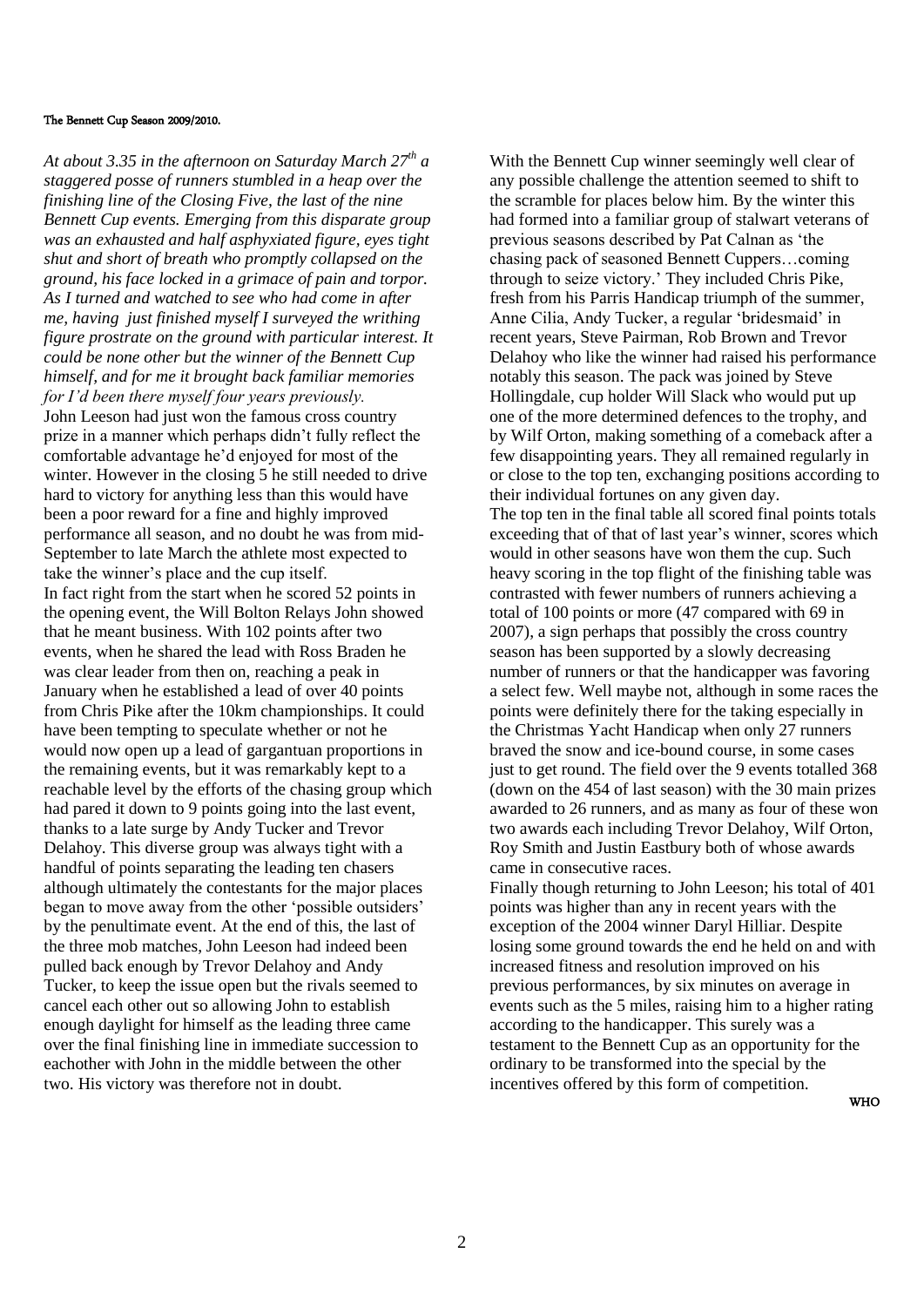**The Bennett Cup Season 2009/2010.**

*At about 3.35 in the afternoon on Saturday March 27th a staggered posse of runners stumbled in a heap over the finishing line of the Closing Five, the last of the nine Bennett Cup events. Emerging from this disparate group was an exhausted and half asphyxiated figure, eyes tight shut and short of breath who promptly collapsed on the ground, his face locked in a grimace of pain and torpor. As I turned and watched to see who had come in after me, having just finished myself I surveyed the writhing figure prostrate on the ground with particular interest. It could be none other but the winner of the Bennett Cup himself, and for me it brought back familiar memories for I'd been there myself four years previously.*

John Leeson had just won the famous cross country prize in a manner which perhaps didn't fully reflect the comfortable advantage he'd enjoyed for most of the winter. However in the closing 5 he still needed to drive hard to victory for anything less than this would have been a poor reward for a fine and highly improved performance all season, and no doubt he was from mid-September to late March the athlete most expected to take the winner's place and the cup itself.

In fact right from the start when he scored 52 points in the opening event, the Will Bolton Relays John showed that he meant business. With 102 points after two events, when he shared the lead with Ross Braden he was clear leader from then on, reaching a peak in January when he established a lead of over 40 points from Chris Pike after the 10km championships. It could have been tempting to speculate whether or not he would now open up a lead of gargantuan proportions in the remaining events, but it was remarkably kept to a reachable level by the efforts of the chasing group which had pared it down to 9 points going into the last event, thanks to a late surge by Andy Tucker and Trevor Delahoy. This diverse group was always tight with a handful of points separating the leading ten chasers although ultimately the contestants for the major places began to move away from the other 'possible outsiders' by the penultimate event. At the end of this, the last of the three mob matches, John Leeson had indeed been pulled back enough by Trevor Delahoy and Andy Tucker, to keep the issue open but the rivals seemed to cancel each other out so allowing John to establish enough daylight for himself as the leading three came over the final finishing line in immediate succession to eachother with John in the middle between the other two. His victory was therefore not in doubt.

With the Bennett Cup winner seemingly well clear of any possible challenge the attention seemed to shift to the scramble for places below him. By the winter this had formed into a familiar group of stalwart veterans of previous seasons described by Pat Calnan as 'the chasing pack of seasoned Bennett Cuppers…coming through to seize victory.' They included Chris Pike, fresh from his Parris Handicap triumph of the summer, Anne Cilia, Andy Tucker, a regular 'bridesmaid' in recent years, Steve Pairman, Rob Brown and Trevor Delahoy who like the winner had raised his performance notably this season. The pack was joined by Steve Hollingdale, cup holder Will Slack who would put up one of the more determined defences to the trophy, and by Wilf Orton, making something of a comeback after a few disappointing years. They all remained regularly in or close to the top ten, exchanging positions according to their individual fortunes on any given day.

The top ten in the final table all scored final points totals exceeding that of that of last year's winner, scores which would in other seasons have won them the cup. Such heavy scoring in the top flight of the finishing table was contrasted with fewer numbers of runners achieving a total of 100 points or more (47 compared with 69 in 2007), a sign perhaps that possibly the cross country season has been supported by a slowly decreasing number of runners or that the handicapper was favoring a select few. Well maybe not, although in some races the points were definitely there for the taking especially in the Christmas Yacht Handicap when only 27 runners braved the snow and ice-bound course, in some cases just to get round. The field over the 9 events totalled 368 (down on the 454 of last season) with the 30 main prizes awarded to 26 runners, and as many as four of these won two awards each including Trevor Delahoy, Wilf Orton, Roy Smith and Justin Eastbury both of whose awards came in consecutive races.

Finally though returning to John Leeson; his total of 401 points was higher than any in recent years with the exception of the 2004 winner Daryl Hilliar. Despite losing some ground towards the end he held on and with increased fitness and resolution improved on his previous performances, by six minutes on average in events such as the 5 miles, raising him to a higher rating according to the handicapper. This surely was a testament to the Bennett Cup as an opportunity for the ordinary to be transformed into the special by the incentives offered by this form of competition.

WHO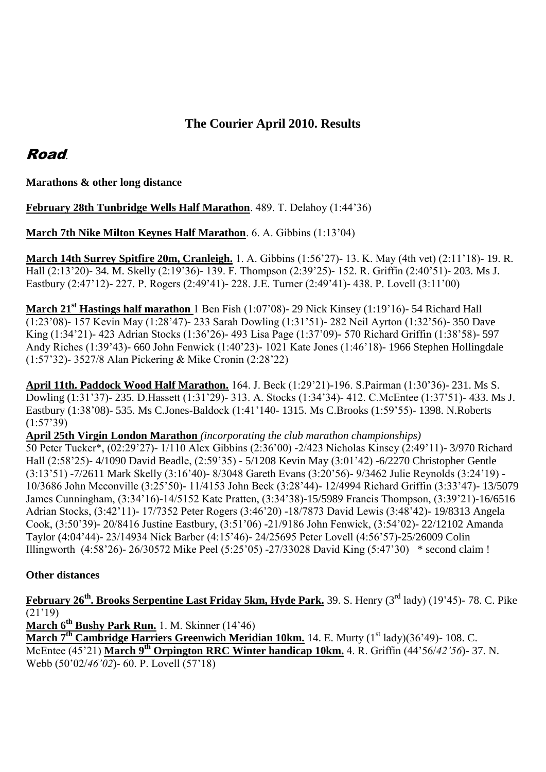# The Courier April 2010. Results

## *Road*.

**Marathons & other long distance**

**February 28th Tunbridge Wells Half Marathon**. 489. T. Delahoy (1:44'36)

**March 7th Nike Milton Keynes Half Marathon**. 6. A. Gibbins (1:13'04)

**March 14th Surrey Spitfire 20m, Cranleigh.** 1. A. Gibbins (1:56'27)- 13. K. May (4th vet) (2:11'18)- 19. R. Hall (2:13'20)- 34. M. Skelly (2:19'36)- 139. F. Thompson (2:39'25)- 152. R. Griffin (2:40'51)- 203. Ms J. Eastbury (2:47'12)- 227. P. Rogers (2:49'41)- 228. J.E. Turner (2:49'41)- 438. P. Lovell (3:11'00)

**March 21st Hastings half marathon** 1 Ben Fish (1:07'08)- 29 Nick Kinsey (1:19'16)- 54 Richard Hall (1:23'08)- 157 Kevin May (1:28'47)- 233 Sarah Dowling (1:31'51)- 282 Neil Ayrton (1:32'56)- 350 Dave King (1:34'21)- 423 Adrian Stocks (1:36'26)- 493 Lisa Page (1:37'09)- 570 Richard Griffin (1:38'58)- 597 Andy Riches (1:39'43)- 660 John Fenwick (1:40'23)- 1021 Kate Jones (1:46'18)- 1966 Stephen Hollingdale (1:57'32)- 3527/8 Alan Pickering & Mike Cronin (2:28'22)

**April 11th. Paddock Wood Half Marathon.** 164. J. Beck (1:29'21)-196. S.Pairman (1:30'36)- 231. Ms S. Dowling (1:31'37)- 235. D.Hassett (1:31'29)- 313. A. Stocks (1:34'34)- 412. C.McEntee (1:37'51)- 433. Ms J. Eastbury (1:38'08)- 535. Ms C.Jones-Baldock (1:41'140- 1315. Ms C.Brooks (1:59'55)- 1398. N.Roberts (1:57'39)

**April 25th Virgin London Marathon** *(incorporating the club marathon championships)*
50 Peter Tucker*, (02:29'27)- 1/110 Alex Gibbins (2:36'00) -2/423 Nicholas Kinsey (2:49'11)- 3/970 Richard Hall (2:58'25)- 4/1090 David Beadle, (2:59'35) - 5/1208 Kevin May (3:01'42) -6/2270 Christopher Gentle (3:13'51) -7/2611 Mark Skelly (3:16'40)- 8/3048 Gareth Evans (3:20'56)- 9/3462 Julie Reynolds (3:24'19) -10/3686 John Mcconville (3:25'50)- 11/4153 John Beck (3:28'44)- 12/4994 Richard Griffin (3:33'47)- 13/5079 James Cunningham, (3:34'16)-14/5152 Kate Pratten, (3:34'38)-15/5989 Francis Thompson, (3:39'21)-16/6516 Adrian Stocks, (3:42'11)- 17/7352 Peter Rogers (3:46'20) -18/7873 David Lewis (3:48'42)- 19/8313 Angela Cook, (3:50'39)- 20/8416 Justine Eastbury, (3:51'06) -21/9186 John Fenwick, (3:54'02)- 22/12102 Amanda Taylor (4:04'44)- 23/14934 Nick Barber (4:15'46)- 24/25695 Peter Lovell (4:56'57)-25/26009 Colin Illingworth (4:58'26)- 26/30572 Mike Peel (5:25'05) -27/33028 David King (5:47'30) * second claim !

**Other distances**

**February 26th. Brooks Serpentine Last Friday 5km, Hyde Park.** 39. S. Henry (3rd lady) (19'45)- 78. C. Pike (21'19)

**March 6th Bushy Park Run.** 1. M. Skinner (14'46)

**March 7th Cambridge Harriers Greenwich Meridian 10km.** 14. E. Murty (1st lady)(36'49)- 108. C. McEntee (45'21) **March 9th Orpington RRC Winter handicap 10km.** 4. R. Griffin (44'56/*42'56*)- 37. N. Webb (50'02/*46'02*)- 60. P. Lovell (57'18)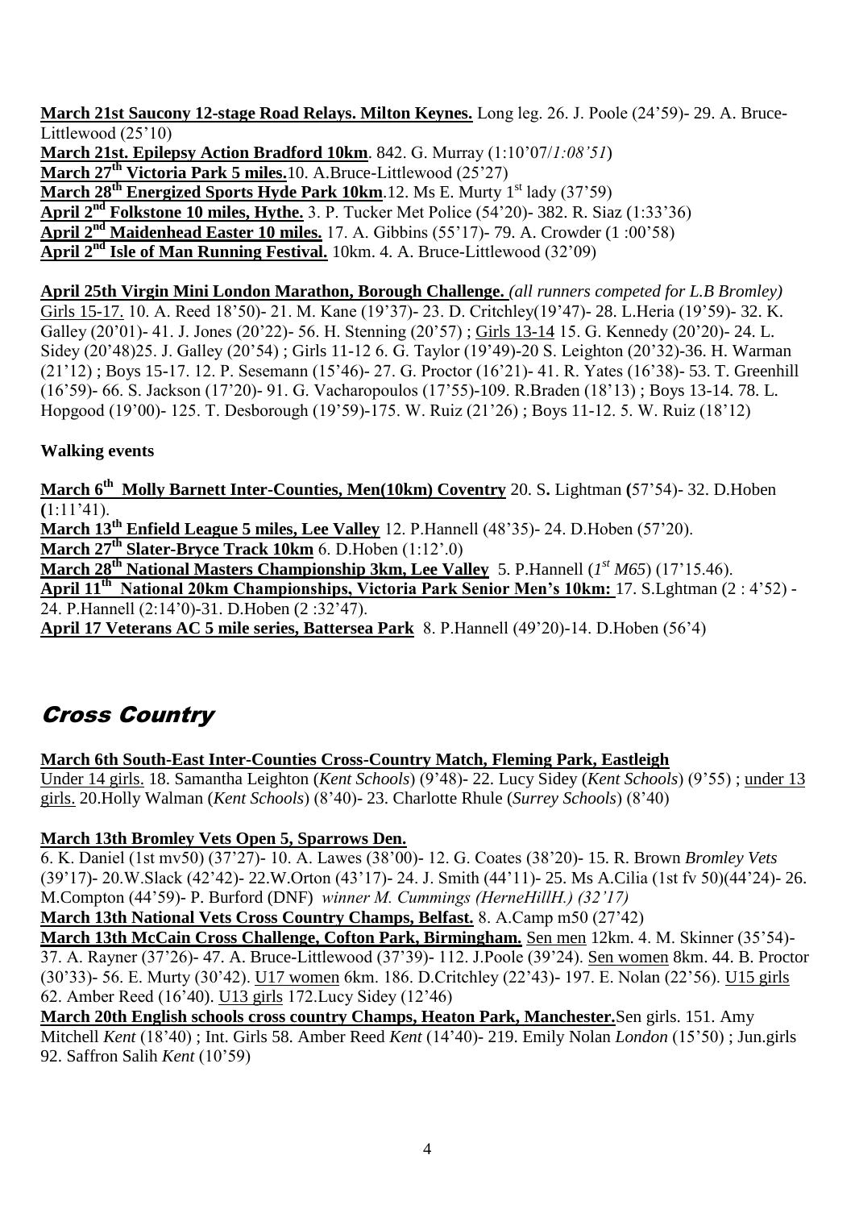**March 21st Saucony 12-stage Road Relays. Milton Keynes.** Long leg. 26. J. Poole (24'59)- 29. A. Bruce-Littlewood (25'10)

**March 21st. Epilepsy Action Bradford 10km**. 842. G. Murray (1:10'07/*1:08'51*)

**March 27th Victoria Park 5 miles.**10. A.Bruce-Littlewood (25'27)

**March 28th Energized Sports Hyde Park 10km**.12. Ms E. Murty 1st lady (37'59)

**April 2nd Folkstone 10 miles, Hythe.** 3. P. Tucker Met Police (54'20)- 382. R. Siaz (1:33'36)

**April 2nd Maidenhead Easter 10 miles.** 17. A. Gibbins (55'17)- 79. A. Crowder (1 :00'58)

**April 2nd Isle of Man Running Festival.** 10km. 4. A. Bruce-Littlewood (32'09)

**April 25th Virgin Mini London Marathon, Borough Challenge.** *(all runners competed for L.B Bromley)* Girls 15-17. 10. A. Reed 18'50)- 21. M. Kane (19'37)- 23. D. Critchley(19'47)- 28. L.Heria (19'59)- 32. K. Galley (20'01)- 41. J. Jones (20'22)- 56. H. Stenning (20'57) ; Girls 13-14 15. G. Kennedy (20'20)- 24. L. Sidey (20'48)25. J. Galley (20'54) ; Girls 11-12 6. G. Taylor (19'49)-20 S. Leighton (20'32)-36. H. Warman (21'12) ; Boys 15-17. 12. P. Sesemann (15'46)- 27. G. Proctor (16'21)- 41. R. Yates (16'38)- 53. T. Greenhill (16'59)- 66. S. Jackson (17'20)- 91. G. Vacharopoulos (17'55)-109. R.Braden (18'13) ; Boys 13-14. 78. L. Hopgood (19'00)- 125. T. Desborough (19'59)-175. W. Ruiz (21'26) ; Boys 11-12. 5. W. Ruiz (18'12)

**Walking events**

**March 6th Molly Barnett Inter-Counties, Men(10km) Coventry** 20. S. Lightman (57'54)- 32. D.Hoben (1:11'41).

**March 13th Enfield League 5 miles, Lee Valley** 12. P.Hannell (48'35)- 24. D.Hoben (57'20).

**March 27th Slater-Bryce Track 10km** 6. D.Hoben (1:12'.0)

**March 28th National Masters Championship 3km, Lee Valley** 5. P.Hannell (*1st M65*) (17'15.46).

**April 11th National 20km Championships, Victoria Park Senior Men's 10km:** 17. S.Lghtman (2 : 4'52) - 24. P.Hannell (2:14'0)-31. D.Hoben (2 :32'47).

**April 17 Veterans AC 5 mile series, Battersea Park** 8. P.Hannell (49'20)-14. D.Hoben (56'4)

## *Cross Country*

**March 6th South-East Inter-Counties Cross-Country Match, Fleming Park, Eastleigh**
Under 14 girls. 18. Samantha Leighton (*Kent Schools*) (9'48)- 22. Lucy Sidey (*Kent Schools*) (9'55) ; under 13 girls. 20.Holly Walman (*Kent Schools*) (8'40)- 23. Charlotte Rhule (*Surrey Schools*) (8'40)

**March 13th Bromley Vets Open 5, Sparrows Den.**
6. K. Daniel (1st mv50) (37'27)- 10. A. Lawes (38'00)- 12. G. Coates (38'20)- 15. R. Brown *Bromley Vets* (39'17)- 20.W.Slack (42'42)- 22.W.Orton (43'17)- 24. J. Smith (44'11)- 25. Ms A.Cilia (1st fv 50)(44'24)- 26. M.Compton (44'59)- P. Burford (DNF) *winner M. Cummings (HerneHillH.) (32'17)*

**March 13th National Vets Cross Country Champs, Belfast.** 8. A.Camp m50 (27'42)

**March 13th McCain Cross Challenge, Cofton Park, Birmingham.** Sen men 12km. 4. M. Skinner (35'54)- 37. A. Rayner (37'26)- 47. A. Bruce-Littlewood (37'39)- 112. J.Poole (39'24). Sen women 8km. 44. B. Proctor (30'33)- 56. E. Murty (30'42). U17 women 6km. 186. D.Critchley (22'43)- 197. E. Nolan (22'56). U15 girls 62. Amber Reed (16'40). U13 girls 172.Lucy Sidey (12'46)

**March 20th English schools cross country Champs, Heaton Park, Manchester.**Sen girls. 151. Amy Mitchell *Kent* (18'40) ; Int. Girls 58. Amber Reed *Kent* (14'40)- 219. Emily Nolan *London* (15'50) ; Jun.girls 92. Saffron Salih *Kent* (10'59)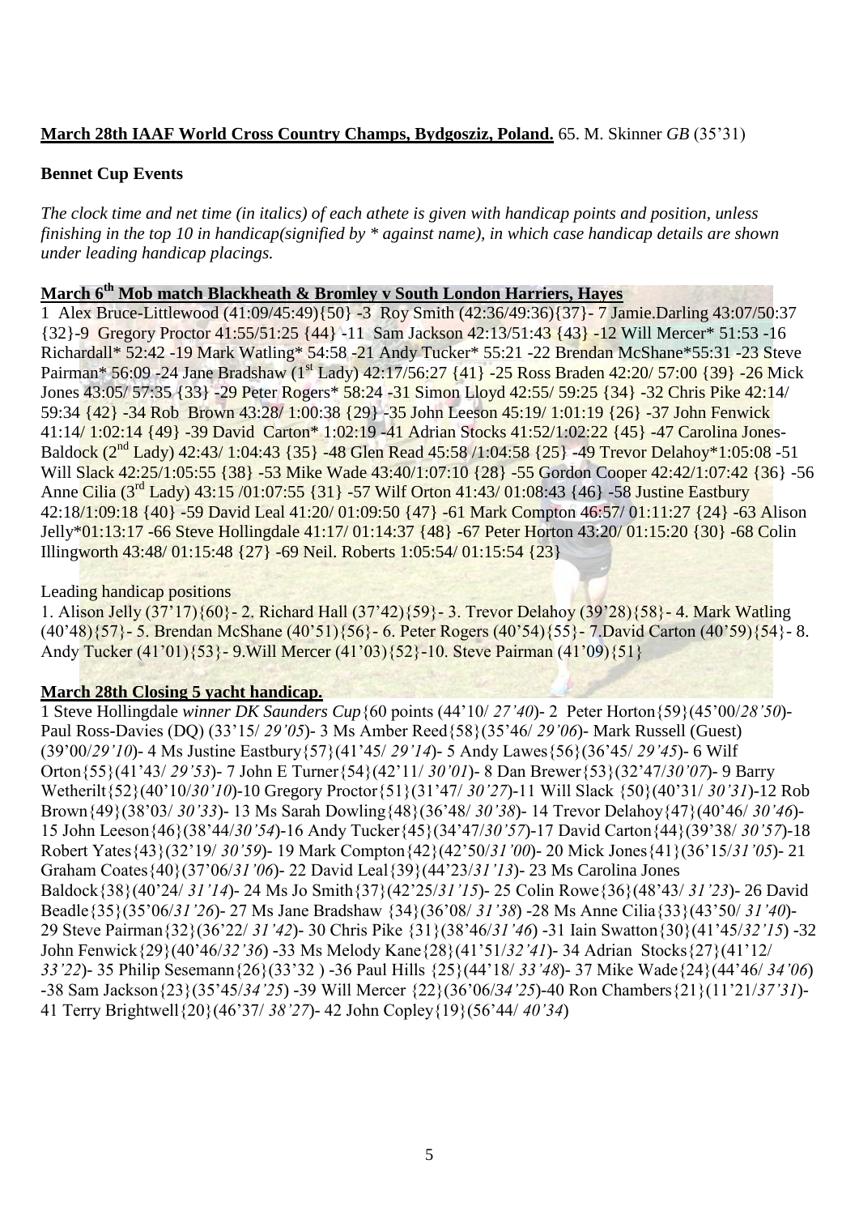**March 28th IAAF World Cross Country Champs, Bydgosziz, Poland.** 65. M. Skinner *GB* (35'31)

**Bennet Cup Events**

*The clock time and net time (in italics) of each athete is given with handicap points and position, unless finishing in the top 10 in handicap(signified by * against name), in which case handicap details are shown under leading handicap placings.*

**March 6th Mob match Blackheath & Bromley v South London Harriers, Hayes**

1 Alex Bruce-Littlewood (41:09/45:49){50} -3 Roy Smith (42:36/49:36){37}- 7 Jamie.Darling 43:07/50:37 {32}-9 Gregory Proctor 41:55/51:25 {44} -11 Sam Jackson 42:13/51:43 {43} -12 Will Mercer* 51:53 -16 Richardall* 52:42 -19 Mark Watling* 54:58 -21 Andy Tucker* 55:21 -22 Brendan McShane*55:31 -23 Steve Pairman* 56:09 -24 Jane Bradshaw (1st Lady) 42:17/56:27 {41} -25 Ross Braden 42:20/ 57:00 {39} -26 Mick Jones 43:05/ 57:35 {33} -29 Peter Rogers* 58:24 -31 Simon Lloyd 42:55/ 59:25 {34} -32 Chris Pike 42:14/ 59:34 {42} -34 Rob Brown 43:28/ 1:00:38 {29} -35 John Leeson 45:19/ 1:01:19 {26} -37 John Fenwick 41:14/ 1:02:14 {49} -39 David Carton* 1:02:19 -41 Adrian Stocks 41:52/1:02:22 {45} -47 Carolina Jones-Baldock (2nd Lady) 42:43/ 1:04:43 {35} -48 Glen Read 45:58 /1:04:58 {25} -49 Trevor Delahoy*1:05:08 -51 Will Slack 42:25/1:05:55 {38} -53 Mike Wade 43:40/1:07:10 {28} -55 Gordon Cooper 42:42/1:07:42 {36} -56 Anne Cilia (3rd Lady) 43:15 /01:07:55 {31} -57 Wilf Orton 41:43/ 01:08:43 {46} -58 Justine Eastbury 42:18/1:09:18 {40} -59 David Leal 41:20/ 01:09:50 {47} -61 Mark Compton 46:57/ 01:11:27 {24} -63 Alison Jelly*01:13:17 -66 Steve Hollingdale 41:17/ 01:14:37 {48} -67 Peter Horton 43:20/ 01:15:20 {30} -68 Colin Illingworth 43:48/ 01:15:48 {27} -69 Neil. Roberts 1:05:54/ 01:15:54 {23}

Leading handicap positions

1. Alison Jelly (37'17){60}- 2. Richard Hall (37'42){59}- 3. Trevor Delahoy (39'28){58}- 4. Mark Watling (40'48){57}- 5. Brendan McShane (40'51){56}- 6. Peter Rogers (40'54){55}- 7.David Carton (40'59){54}- 8. Andy Tucker (41'01){53}- 9.Will Mercer (41'03){52}-10. Steve Pairman (41'09){51}

**March 28th Closing 5 yacht handicap.**

1 Steve Hollingdale *winner DK Saunders Cup*{60 points (44'10/ *27'40*)- 2 Peter Horton{59}(45'00/*28'50*)- Paul Ross-Davies (DQ) (33'15/ *29'05*)- 3 Ms Amber Reed{58}(35'46/ *29'06*)- Mark Russell (Guest) (39'00/*29'10*)- 4 Ms Justine Eastbury{57}(41'45/ *29'14*)- 5 Andy Lawes{56}(36'45/ *29'45*)- 6 Wilf Orton{55}(41'43/ *29'53*)- 7 John E Turner{54}(42'11/ *30'01*)- 8 Dan Brewer{53}(32'47/*30'07*)- 9 Barry Wetherilt{52}(40'10/*30'10*)-10 Gregory Proctor{51}(31'47/ *30'27*)-11 Will Slack {50}(40'31/ *30'31*)-12 Rob Brown{49}(38'03/ *30'33*)- 13 Ms Sarah Dowling{48}(36'48/ *30'38*)- 14 Trevor Delahoy{47}(40'46/ *30'46*)- 15 John Leeson{46}(38'44/*30'54*)-16 Andy Tucker{45}(34'47/*30'57*)-17 David Carton{44}(39'38/ *30'57*)-18 Robert Yates{43}(32'19/ *30'59*)- 19 Mark Compton{42}(42'50/*31'00*)- 20 Mick Jones{41}(36'15/*31'05*)- 21 Graham Coates{40}(37'06/*31'06*)- 22 David Leal{39}(44'23/*31'13*)- 23 Ms Carolina Jones Baldock{38}(40'24/ *31'14*)- 24 Ms Jo Smith{37}(42'25/*31'15*)- 25 Colin Rowe{36}(48'43/ *31'23*)- 26 David Beadle{35}(35'06/*31'26*)- 27 Ms Jane Bradshaw {34}(36'08/ *31'38*) -28 Ms Anne Cilia{33}(43'50/ *31'40*)- 29 Steve Pairman{32}(36'22/ *31'42*)- 30 Chris Pike {31}(38'46/*31'46*) -31 Iain Swatton{30}(41'45/*32'15*) -32 John Fenwick{29}(40'46/*32'36*) -33 Ms Melody Kane{28}(41'51/*32'41*)- 34 Adrian Stocks{27}(41'12/ *33'22*)- 35 Philip Sesemann{26}(33'32 ) -36 Paul Hills {25}(44'18/ *33'48*)- 37 Mike Wade{24}(44'46/ *34'06*) -38 Sam Jackson{23}(35'45/*34'25*) -39 Will Mercer {22}(36'06/*34'25*)-40 Ron Chambers{21}(11'21/*37'31*)- 41 Terry Brightwell{20}(46'37/ *38'27*)- 42 John Copley{19}(56'44/ *40'34*)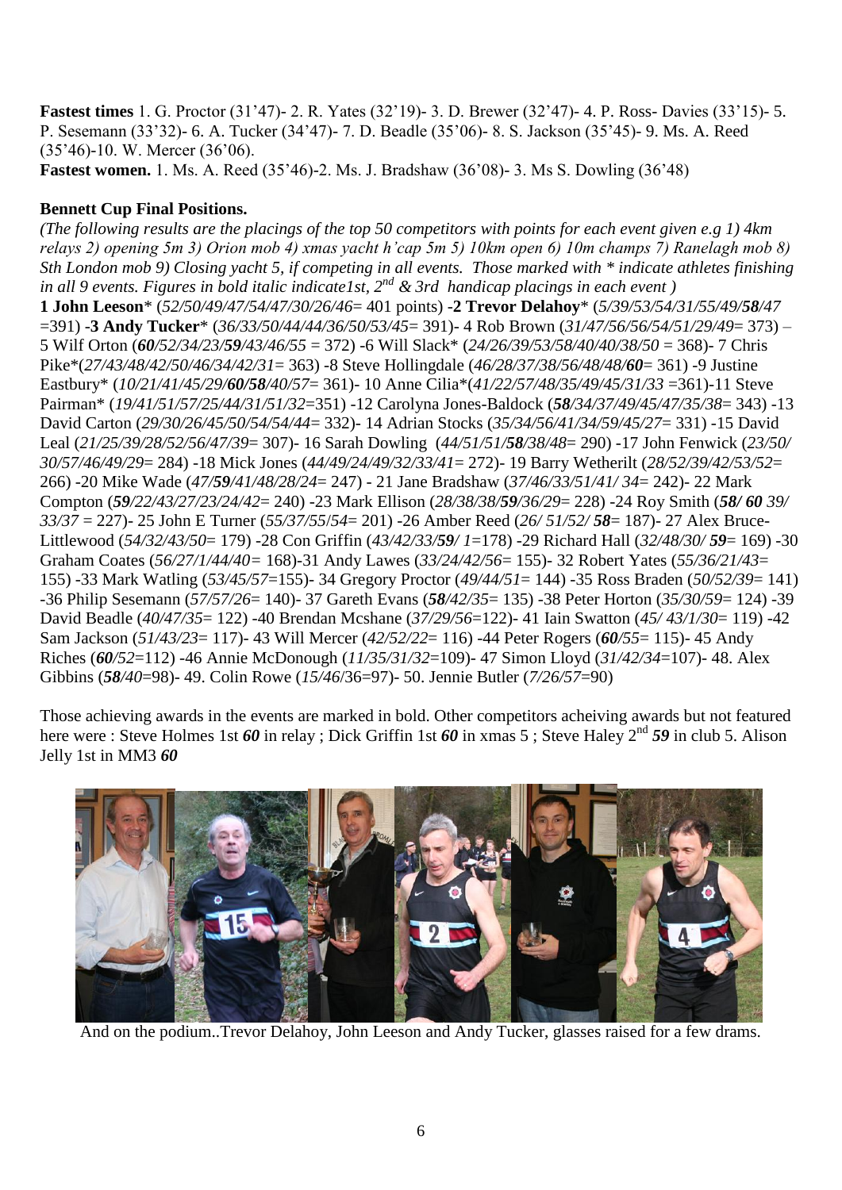**Fastest times** 1. G. Proctor (31'47)- 2. R. Yates (32'19)- 3. D. Brewer (32'47)- 4. P. Ross- Davies (33'15)- 5. P. Sesemann (33'32)- 6. A. Tucker (34'47)- 7. D. Beadle (35'06)- 8. S. Jackson (35'45)- 9. Ms. A. Reed (35'46)-10. W. Mercer (36'06).

**Fastest women.** 1. Ms. A. Reed (35'46)-2. Ms. J. Bradshaw (36'08)- 3. Ms S. Dowling (36'48)

**Bennett Cup Final Positions.**

*(The following results are the placings of the top 50 competitors with points for each event given e.g 1) 4km relays 2) opening 5m 3) Orion mob 4) xmas yacht h'cap 5m 5) 10km open 6) 10m champs 7) Ranelagh mob 8) Sth London mob 9) Closing yacht 5, if competing in all events. Those marked with * indicate athletes finishing in all 9 events. Figures in bold italic indicate1st, 2nd & 3rd handicap placings in each event )*

**1 John Leeson*** (*52/50/49/47/54/47/30/26/46*= 401 points) -**2 Trevor Delahoy*** (*5/39/53/54/31/55/49/**58**/47* =391) -**3 Andy Tucker*** (*36/33/50/44/44/36/50/53/45*= 391)- 4 Rob Brown (*31/47/56/56/54/51/29/49*= 373) – 5 Wilf Orton (***60***/*52/34/23/**59**/43/46/55* = 372) -6 Will Slack* (*24/26/39/53/58/40/40/38/50* = 368)- 7 Chris Pike*(*27/43/48/42/50/46/34/42/31*= 363) -8 Steve Hollingdale (*46/28/37/38/56/48/48/**60***= 361) -9 Justine Eastbury* (*10/21/41/45/29/**60**/**58**/40/57*= 361)- 10 Anne Cilia*(*41/22/57/48/35/49/45/31/33* =361)-11 Steve Pairman* (*19/41/51/57/25/44/31/51/32*=351) -12 Carolyna Jones-Baldock (***58***/*34/37/49/45/47/35/38*= 343) -13 David Carton (*29/30/26/45/50/54/54/44*= 332)- 14 Adrian Stocks (*35/34/56/41/34/59/45/27*= 331) -15 David Leal (*21/25/39/28/52/56/47/39*= 307)- 16 Sarah Dowling (*44/51/51/**58**/38/48*= 290) -17 John Fenwick (*23/50/ 30/57/46/49/29*= 284) -18 Mick Jones (*44/49/24/49/32/33/41*= 272)- 19 Barry Wetherilt (*28/52/39/42/53/52*= 266) -20 Mike Wade (*47/**59**/41/48/28/24*= 247) - 21 Jane Bradshaw (*37/46/33/51/41/ 34*= 242)- 22 Mark Compton (***59***/*22/43/27/23/24/42*= 240) -23 Mark Ellison (*28/38/38/**59**/36/29*= 228) -24 Roy Smith (***58/ 60*** *39/ 33/37* = 227)- 25 John E Turner (*55/37/55/54*= 201) -26 Amber Reed (*26/ 51/52/ **58***= 187)- 27 Alex Bruce-Littlewood (*54/32/43/50*= 179) -28 Con Griffin (*43/42/33/**59**/ 1*=178) -29 Richard Hall (*32/48/30/ **59***= 169) -30 Graham Coates (*56/27/1/44/40*= 168)-31 Andy Lawes (*33/24/42/56*= 155)- 32 Robert Yates (*55/36/21/43*= 155) -33 Mark Watling (*53/45/57*=155)- 34 Gregory Proctor (*49/44/51*= 144) -35 Ross Braden (*50/52/39*= 141) -36 Philip Sesemann (*57/57/26*= 140)- 37 Gareth Evans (***58***/*42/35*= 135) -38 Peter Horton (*35/30/59*= 124) -39 David Beadle (*40/47/35*= 122) -40 Brendan Mcshane (*37/29/56*=122)- 41 Iain Swatton (*45/ 43/1/30*= 119) -42 Sam Jackson (*51/43/23*= 117)- 43 Will Mercer (*42/52/22*= 116) -44 Peter Rogers (***60***/*55*= 115)- 45 Andy Riches (***60***/*52*=112) -46 Annie McDonough (*11/35/31/32*=109)- 47 Simon Lloyd (*31/42/34*=107)- 48. Alex Gibbins (***58***/*40*=98)- 49. Colin Rowe (*15/46*/36=97)- 50. Jennie Butler (*7/26/57*=90)

Those achieving awards in the events are marked in bold. Other competitors acheiving awards but not featured here were : Steve Holmes 1st ***60*** in relay ; Dick Griffin 1st ***60*** in xmas 5 ; Steve Haley 2nd ***59*** in club 5. Alison Jelly 1st in MM3 ***60***

And on the podium..Trevor Delahoy, John Leeson and Andy Tucker, glasses raised for a few drams.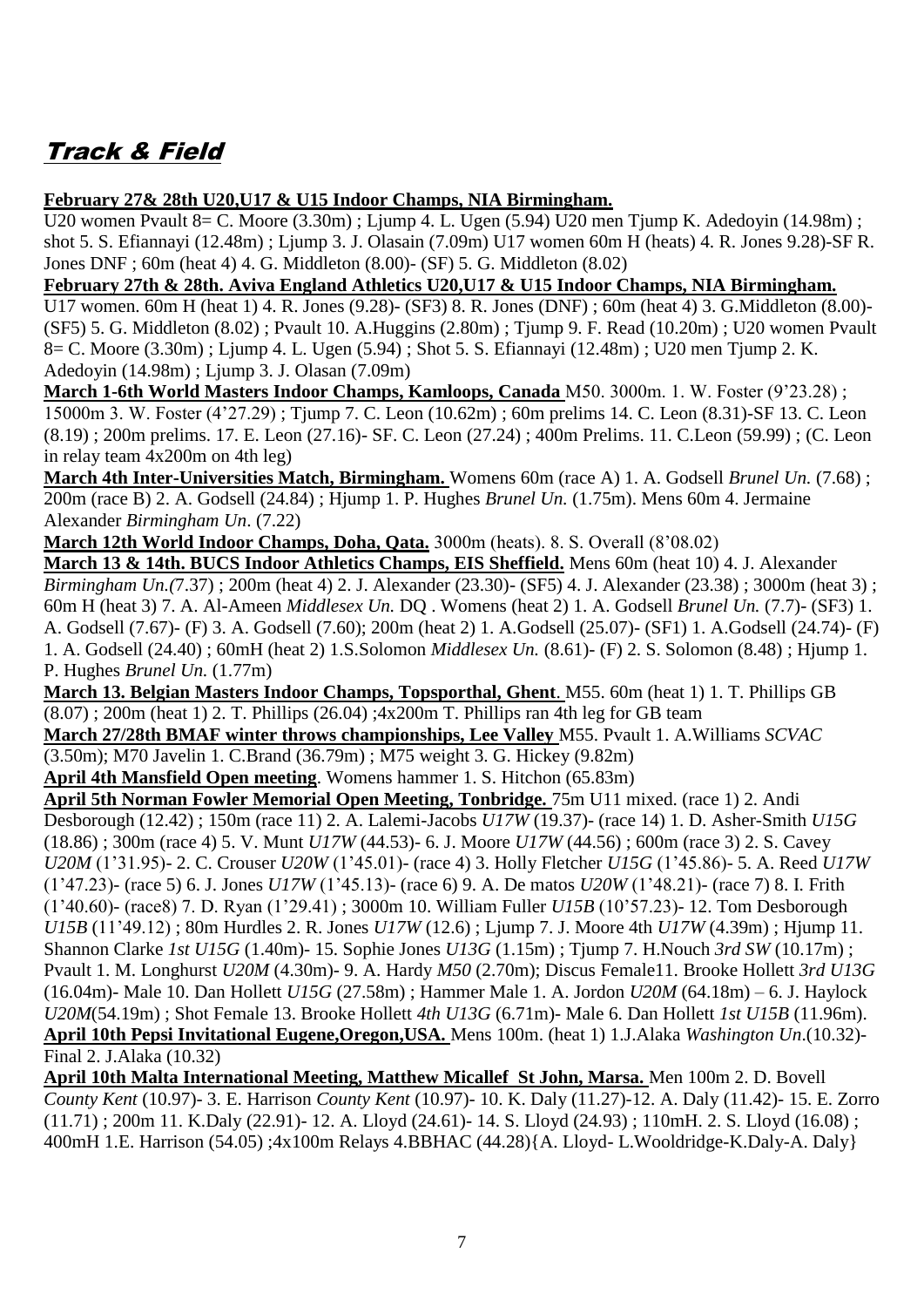# Track & Field

**February 27& 28th U20,U17 & U15 Indoor Champs, NIA Birmingham.**
U20 women Pvault 8= C. Moore (3.30m) ; Ljump 4. L. Ugen (5.94) U20 men Tjump K. Adedoyin (14.98m) ; shot 5. S. Efiannayi (12.48m) ; Ljump 3. J. Olasain (7.09m) U17 women 60m H (heats) 4. R. Jones 9.28)-SF R. Jones DNF ; 60m (heat 4) 4. G. Middleton (8.00)- (SF) 5. G. Middleton (8.02)

**February 27th & 28th. Aviva England Athletics U20,U17 & U15 Indoor Champs, NIA Birmingham.**
U17 women. 60m H (heat 1) 4. R. Jones (9.28)- (SF3) 8. R. Jones (DNF) ; 60m (heat 4) 3. G.Middleton (8.00)- (SF5) 5. G. Middleton (8.02) ; Pvault 10. A.Huggins (2.80m) ; Tjump 9. F. Read (10.20m) ; U20 women Pvault 8= C. Moore (3.30m) ; Ljump 4. L. Ugen (5.94) ; Shot 5. S. Efiannayi (12.48m) ; U20 men Tjump 2. K. Adedoyin (14.98m) ; Ljump 3. J. Olasan (7.09m)

**March 1-6th World Masters Indoor Champs, Kamloops, Canada** M50. 3000m. 1. W. Foster (9'23.28) ; 15000m 3. W. Foster (4'27.29) ; Tjump 7. C. Leon (10.62m) ; 60m prelims 14. C. Leon (8.31)-SF 13. C. Leon (8.19) ; 200m prelims. 17. E. Leon (27.16)- SF. C. Leon (27.24) ; 400m Prelims. 11. C.Leon (59.99) ; (C. Leon in relay team 4x200m on 4th leg)

**March 4th Inter-Universities Match, Birmingham.** Womens 60m (race A) 1. A. Godsell *Brunel Un.* (7.68) ; 200m (race B) 2. A. Godsell (24.84) ; Hjump 1. P. Hughes *Brunel Un.* (1.75m). Mens 60m 4. Jermaine Alexander *Birmingham Un*. (7.22)

**March 12th World Indoor Champs, Doha, Qata.** 3000m (heats). 8. S. Overall (8'08.02)

**March 13 & 14th. BUCS Indoor Athletics Champs, EIS Sheffield.** Mens 60m (heat 10) 4. J. Alexander *Birmingham Un.(*7.37) ; 200m (heat 4) 2. J. Alexander (23.30)- (SF5) 4. J. Alexander (23.38) ; 3000m (heat 3) ; 60m H (heat 3) 7. A. Al-Ameen *Middlesex Un.* DQ . Womens (heat 2) 1. A. Godsell *Brunel Un.* (7.7)- (SF3) 1. A. Godsell (7.67)- (F) 3. A. Godsell (7.60); 200m (heat 2) 1. A.Godsell (25.07)- (SF1) 1. A.Godsell (24.74)- (F) 1. A. Godsell (24.40) ; 60mH (heat 2) 1.S.Solomon *Middlesex Un.* (8.61)- (F) 2. S. Solomon (8.48) ; Hjump 1. P. Hughes *Brunel Un.* (1.77m)

**March 13. Belgian Masters Indoor Champs, Topsporthal, Ghent**. M55. 60m (heat 1) 1. T. Phillips GB (8.07) ; 200m (heat 1) 2. T. Phillips (26.04) ;4x200m T. Phillips ran 4th leg for GB team

**March 27/28th BMAF winter throws championships, Lee Valley** M55. Pvault 1. A.Williams *SCVAC* (3.50m); M70 Javelin 1. C.Brand (36.79m) ; M75 weight 3. G. Hickey (9.82m)

**April 4th Mansfield Open meeting**. Womens hammer 1. S. Hitchon (65.83m)

**April 5th Norman Fowler Memorial Open Meeting, Tonbridge.** 75m U11 mixed. (race 1) 2. Andi Desborough (12.42) ; 150m (race 11) 2. A. Lalemi-Jacobs *U17W* (19.37)- (race 14) 1. D. Asher-Smith *U15G* (18.86) ; 300m (race 4) 5. V. Munt *U17W* (44.53)- 6. J. Moore *U17W* (44.56) ; 600m (race 3) 2. S. Cavey *U20M* (1'31.95)- 2. C. Crouser *U20W* (1'45.01)- (race 4) 3. Holly Fletcher *U15G* (1'45.86)- 5. A. Reed *U17W* (1'47.23)- (race 5) 6. J. Jones *U17W* (1'45.13)- (race 6) 9. A. De matos *U20W* (1'48.21)- (race 7) 8. I. Frith (1'40.60)- (race8) 7. D. Ryan (1'29.41) ; 3000m 10. William Fuller *U15B* (10'57.23)- 12. Tom Desborough *U15B* (11'49.12) ; 80m Hurdles 2. R. Jones *U17W* (12.6) ; Ljump 7. J. Moore 4th *U17W* (4.39m) ; Hjump 11. Shannon Clarke *1st U15G* (1.40m)- 15. Sophie Jones *U13G* (1.15m) ; Tjump 7. H.Nouch *3rd SW* (10.17m) ; Pvault 1. M. Longhurst *U20M* (4.30m)- 9. A. Hardy *M50* (2.70m); Discus Female11. Brooke Hollett *3rd U13G* (16.04m)- Male 10. Dan Hollett *U15G* (27.58m) ; Hammer Male 1. A. Jordon *U20M* (64.18m) – 6. J. Haylock *U20M*(54.19m) ; Shot Female 13. Brooke Hollett *4th U13G* (6.71m)- Male 6. Dan Hollett *1st U15B* (11.96m).

**April 10th Pepsi Invitational Eugene,Oregon,USA.** Mens 100m. (heat 1) 1.J.Alaka *Washington Un*.(10.32)- Final 2. J.Alaka (10.32)

**April 10th Malta International Meeting, Matthew Micallef St John, Marsa.** Men 100m 2. D. Bovell *County Kent* (10.97)- 3. E. Harrison *County Kent* (10.97)- 10. K. Daly (11.27)-12. A. Daly (11.42)- 15. E. Zorro (11.71) ; 200m 11. K.Daly (22.91)- 12. A. Lloyd (24.61)- 14. S. Lloyd (24.93) ; 110mH. 2. S. Lloyd (16.08) ; 400mH 1.E. Harrison (54.05) ;4x100m Relays 4.BBHAC (44.28){A. Lloyd- L.Wooldridge-K.Daly-A. Daly}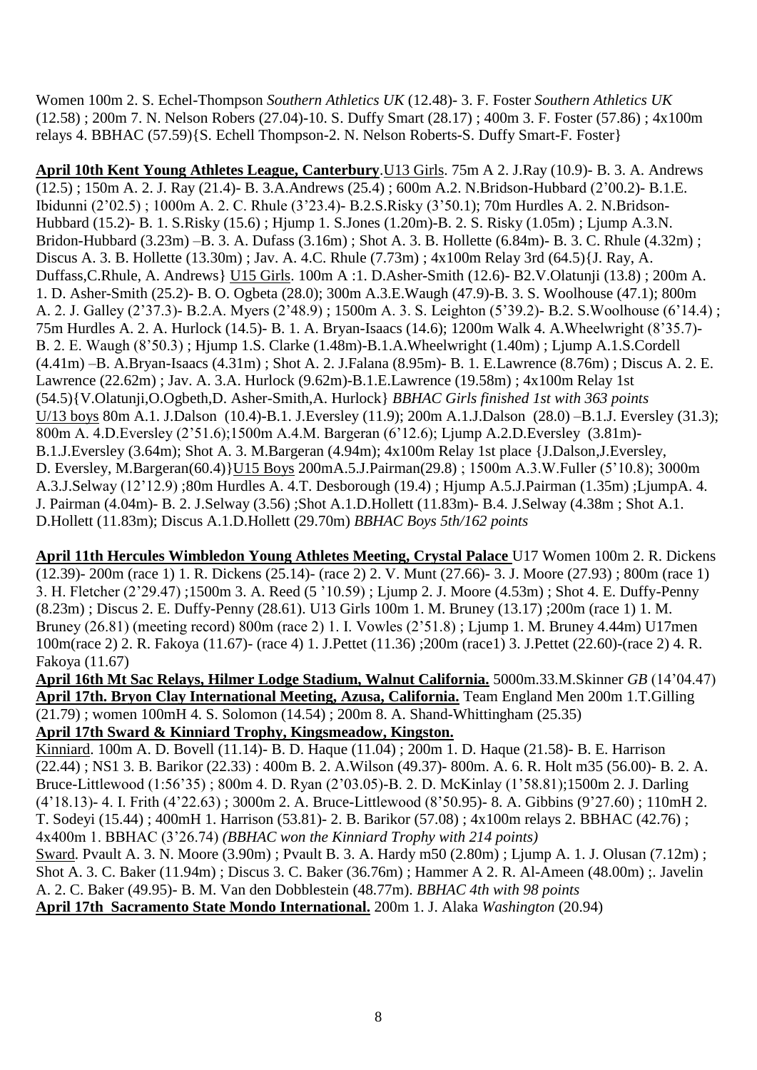Women 100m 2. S. Echel-Thompson *Southern Athletics UK* (12.48)- 3. F. Foster *Southern Athletics UK* (12.58) ; 200m 7. N. Nelson Robers (27.04)-10. S. Duffy Smart (28.17) ; 400m 3. F. Foster (57.86) ; 4x100m relays 4. BBHAC (57.59){S. Echell Thompson-2. N. Nelson Roberts-S. Duffy Smart-F. Foster}

**April 10th Kent Young Athletes League, Canterbury**.U13 Girls. 75m A 2. J.Ray (10.9)- B. 3. A. Andrews (12.5) ; 150m A. 2. J. Ray (21.4)- B. 3.A.Andrews (25.4) ; 600m A.2. N.Bridson-Hubbard (2'00.2)- B.1.E. Ibidunni (2'02.5) ; 1000m A. 2. C. Rhule (3'23.4)- B.2.S.Risky (3'50.1); 70m Hurdles A. 2. N.Bridson-Hubbard (15.2)- B. 1. S.Risky (15.6) ; Hjump 1. S.Jones (1.20m)-B. 2. S. Risky (1.05m) ; Ljump A.3.N. Bridon-Hubbard (3.23m) –B. 3. A. Dufass (3.16m) ; Shot A. 3. B. Hollette (6.84m)- B. 3. C. Rhule (4.32m) ; Discus A. 3. B. Hollette (13.30m) ; Jav. A. 4.C. Rhule (7.73m) ; 4x100m Relay 3rd (64.5){J. Ray, A. Duffass,C.Rhule, A. Andrews} U15 Girls. 100m A :1. D.Asher-Smith (12.6)- B2.V.Olatunji (13.8) ; 200m A. 1. D. Asher-Smith (25.2)- B. O. Ogbeta (28.0); 300m A.3.E.Waugh (47.9)-B. 3. S. Woolhouse (47.1); 800m A. 2. J. Galley (2'37.3)- B.2.A. Myers (2'48.9) ; 1500m A. 3. S. Leighton (5'39.2)- B2. S.Woolhouse (6'14.4) ; 75m Hurdles A. 2. A. Hurlock (14.5)- B. 1. A. Bryan-Isaacs (14.6); 1200m Walk 4. A.Wheelwright (8'35.7)- B. 2. E. Waugh (8'50.3) ; Hjump 1.S. Clarke (1.48m)-B.1.A.Wheelwright (1.40m) ; Ljump A.1.S.Cordell (4.41m) –B. A.Bryan-Isaacs (4.31m) ; Shot A. 2. J.Falana (8.95m)- B. 1. E.Lawrence (8.76m) ; Discus A. 2. E. Lawrence (22.62m) ; Jav. A. 3.A. Hurlock (9.62m)-B.1.E.Lawrence (19.58m) ; 4x100m Relay 1st (54.5){V.Olatunji,O.Ogbeth,D. Asher-Smith,A. Hurlock} *BBHAC Girls finished 1st with 363 points* U/13 boys 80m A.1. J.Dalson (10.4)-B.1. J.Eversley (11.9); 200m A.1.J.Dalson (28.0) –B.1.J. Eversley (31.3); 800m A. 4.D.Eversley (2'51.6);1500m A.4.M. Bargeran (6'12.6); Ljump A.2.D.Eversley (3.81m)- B.1.J.Eversley (3.64m); Shot A. 3. M.Bargeran (4.94m); 4x100m Relay 1st place {J.Dalson,J.Eversley, D. Eversley, M.Bargeran(60.4)}U15 Boys 200mA.5.J.Pairman(29.8) ; 1500m A.3.W.Fuller (5'10.8); 3000m A.3.J.Selway (12'12.9) ;80m Hurdles A. 4.T. Desborough (19.4) ; Hjump A.5.J.Pairman (1.35m) ;LjumpA. 4. J. Pairman (4.04m)- B. 2. J.Selway (3.56) ;Shot A.1.D.Hollett (11.83m)- B.4. J.Selway (4.38m ; Shot A.1. D.Hollett (11.83m); Discus A.1.D.Hollett (29.70m) *BBHAC Boys 5th/162 points*

**April 11th Hercules Wimbledon Young Athletes Meeting, Crystal Palace** U17 Women 100m 2. R. Dickens (12.39)- 200m (race 1) 1. R. Dickens (25.14)- (race 2) 2. V. Munt (27.66)- 3. J. Moore (27.93) ; 800m (race 1) 3. H. Fletcher (2'29.47) ;1500m 3. A. Reed (5 '10.59) ; Ljump 2. J. Moore (4.53m) ; Shot 4. E. Duffy-Penny (8.23m) ; Discus 2. E. Duffy-Penny (28.61). U13 Girls 100m 1. M. Bruney (13.17) ;200m (race 1) 1. M. Bruney (26.81) (meeting record) 800m (race 2) 1. I. Vowles (2'51.8) ; Ljump 1. M. Bruney 4.44m) U17men 100m(race 2) 2. R. Fakoya (11.67)- (race 4) 1. J.Pettet (11.36) ;200m (race1) 3. J.Pettet (22.60)-(race 2) 4. R. Fakoya (11.67)

**April 16th Mt Sac Relays, Hilmer Lodge Stadium, Walnut California.** 5000m.33.M.Skinner *GB* (14'04.47)

**April 17th. Bryon Clay International Meeting, Azusa, California.** Team England Men 200m 1.T.Gilling (21.79) ; women 100mH 4. S. Solomon (14.54) ; 200m 8. A. Shand-Whittingham (25.35)

**April 17th Sward & Kinniard Trophy, Kingsmeadow, Kingston.**

Kinniard. 100m A. D. Bovell (11.14)- B. D. Haque (11.04) ; 200m 1. D. Haque (21.58)- B. E. Harrison (22.44) ; NS1 3. B. Barikor (22.33) : 400m B. 2. A.Wilson (49.37)- 800m. A. 6. R. Holt m35 (56.00)- B. 2. A. Bruce-Littlewood (1:56'35) ; 800m 4. D. Ryan (2'03.05)-B. 2. D. McKinlay (1'58.81);1500m 2. J. Darling (4'18.13)- 4. I. Frith (4'22.63) ; 3000m 2. A. Bruce-Littlewood (8'50.95)- 8. A. Gibbins (9'27.60) ; 110mH 2. T. Sodeyi (15.44) ; 400mH 1. Harrison (53.81)- 2. B. Barikor (57.08) ; 4x100m relays 2. BBHAC (42.76) ; 4x400m 1. BBHAC (3'26.74) *(BBHAC won the Kinniard Trophy with 214 points)*

Sward. Pvault A. 3. N. Moore (3.90m) ; Pvault B. 3. A. Hardy m50 (2.80m) ; Ljump A. 1. J. Olusan (7.12m) ; Shot A. 3. C. Baker (11.94m) ; Discus 3. C. Baker (36.76m) ; Hammer A 2. R. Al-Ameen (48.00m) ;. Javelin A. 2. C. Baker (49.95)- B. M. Van den Dobblestein (48.77m). *BBHAC 4th with 98 points*

**April 17th Sacramento State Mondo International.** 200m 1. J. Alaka *Washington* (20.94)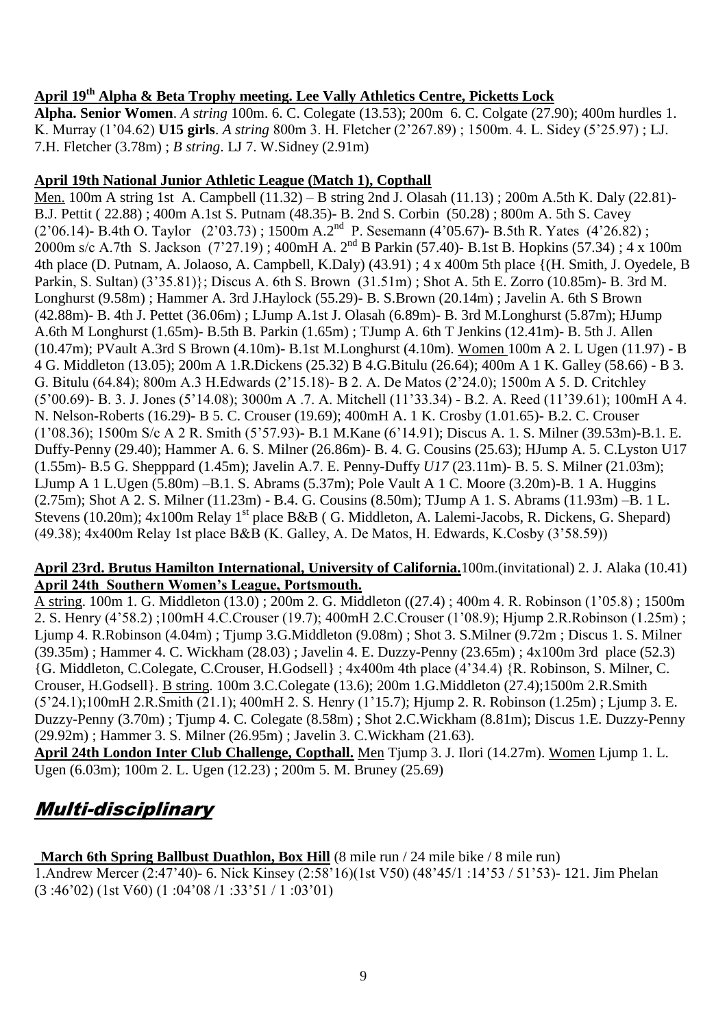**April 19th Alpha & Beta Trophy meeting. Lee Vally Athletics Centre, Picketts Lock**

**Alpha. Senior Women**. *A string* 100m. 6. C. Colegate (13.53); 200m 6. C. Colgate (27.90); 400m hurdles 1. K. Murray (1'04.62) **U15 girls**. *A string* 800m 3. H. Fletcher (2'267.89) ; 1500m. 4. L. Sidey (5'25.97) ; LJ. 7.H. Fletcher (3.78m) ; *B string*. LJ 7. W.Sidney (2.91m)

**April 19th National Junior Athletic League (Match 1), Copthall**

Men. 100m A string 1st A. Campbell (11.32) – B string 2nd J. Olasah (11.13) ; 200m A.5th K. Daly (22.81)- B.J. Pettit ( 22.88) ; 400m A.1st S. Putnam (48.35)- B. 2nd S. Corbin (50.28) ; 800m A. 5th S. Cavey (2'06.14)- B.4th O. Taylor (2'03.73) ; 1500m A.2nd P. Sesemann (4'05.67)- B.5th R. Yates (4'26.82) ; 2000m s/c A.7th S. Jackson (7'27.19) ; 400mH A. 2nd B Parkin (57.40)- B.1st B. Hopkins (57.34) ; 4 x 100m 4th place (D. Putnam, A. Jolaoso, A. Campbell, K.Daly) (43.91) ; 4 x 400m 5th place {(H. Smith, J. Oyedele, B Parkin, S. Sultan) (3'35.81)}; Discus A. 6th S. Brown (31.51m) ; Shot A. 5th E. Zorro (10.85m)- B. 3rd M. Longhurst (9.58m) ; Hammer A. 3rd J.Haylock (55.29)- B. S.Brown (20.14m) ; Javelin A. 6th S Brown (42.88m)- B. 4th J. Pettet (36.06m) ; LJump A.1st J. Olasah (6.89m)- B. 3rd M.Longhurst (5.87m); HJump A.6th M Longhurst (1.65m)- B.5th B. Parkin (1.65m) ; TJump A. 6th T Jenkins (12.41m)- B. 5th J. Allen (10.47m); PVault A.3rd S Brown (4.10m)- B.1st M.Longhurst (4.10m). Women 100m A 2. L Ugen (11.97) - B 4 G. Middleton (13.05); 200m A 1.R.Dickens (25.32) B 4.G.Bitulu (26.64); 400m A 1 K. Galley (58.66) - B 3. G. Bitulu (64.84); 800m A.3 H.Edwards (2'15.18)- B 2. A. De Matos (2'24.0); 1500m A 5. D. Critchley (5'00.69)- B. 3. J. Jones (5'14.08); 3000m A .7. A. Mitchell (11'33.34) - B.2. A. Reed (11'39.61); 100mH A 4. N. Nelson-Roberts (16.29)- B 5. C. Crouser (19.69); 400mH A. 1 K. Crosby (1.01.65)- B.2. C. Crouser (1'08.36); 1500m S/c A 2 R. Smith (5'57.93)- B.1 M.Kane (6'14.91); Discus A. 1. S. Milner (39.53m)-B.1. E. Duffy-Penny (29.40); Hammer A. 6. S. Milner (26.86m)- B. 4. G. Cousins (25.63); HJump A. 5. C.Lyston U17 (1.55m)- B.5 G. Shepppard (1.45m); Javelin A.7. E. Penny-Duffy *U17* (23.11m)- B. 5. S. Milner (21.03m); LJump A 1 L.Ugen (5.80m) –B.1. S. Abrams (5.37m); Pole Vault A 1 C. Moore (3.20m)-B. 1 A. Huggins (2.75m); Shot A 2. S. Milner (11.23m) - B.4. G. Cousins (8.50m); TJump A 1. S. Abrams (11.93m) –B. 1 L. Stevens (10.20m); 4x100m Relay 1st place B&B ( G. Middleton, A. Lalemi-Jacobs, R. Dickens, G. Shepard) (49.38); 4x400m Relay 1st place B&B (K. Galley, A. De Matos, H. Edwards, K.Cosby (3'58.59))

**April 23rd. Brutus Hamilton International, University of California.** 100m.(invitational) 2. J. Alaka (10.41)

**April 24th Southern Women's League, Portsmouth.**

A string. 100m 1. G. Middleton (13.0) ; 200m 2. G. Middleton ((27.4) ; 400m 4. R. Robinson (1'05.8) ; 1500m 2. S. Henry (4'58.2) ;100mH 4.C.Crouser (19.7); 400mH 2.C.Crouser (1'08.9); Hjump 2.R.Robinson (1.25m) ; Ljump 4. R.Robinson (4.04m) ; Tjump 3.G.Middleton (9.08m) ; Shot 3. S.Milner (9.72m ; Discus 1. S. Milner (39.35m) ; Hammer 4. C. Wickham (28.03) ; Javelin 4. E. Duzzy-Penny (23.65m) ; 4x100m 3rd place (52.3) {G. Middleton, C.Colegate, C.Crouser, H.Godsell} ; 4x400m 4th place (4'34.4) {R. Robinson, S. Milner, C. Crouser, H.Godsell}. B string. 100m 3.C.Colegate (13.6); 200m 1.G.Middleton (27.4);1500m 2.R.Smith (5'24.1);100mH 2.R.Smith (21.1); 400mH 2. S. Henry (1'15.7); Hjump 2. R. Robinson (1.25m) ; Ljump 3. E. Duzzy-Penny (3.70m) ; Tjump 4. C. Colegate (8.58m) ; Shot 2.C.Wickham (8.81m); Discus 1.E. Duzzy-Penny (29.92m) ; Hammer 3. S. Milner (26.95m) ; Javelin 3. C.Wickham (21.63).

**April 24th London Inter Club Challenge, Copthall.** Men Tjump 3. J. Ilori (14.27m). Women Ljump 1. L. Ugen (6.03m); 100m 2. L. Ugen (12.23) ; 200m 5. M. Bruney (25.69)

## *Multi-disciplinary*

**March 6th Spring Ballbust Duathlon, Box Hill** (8 mile run / 24 mile bike / 8 mile run)

1.Andrew Mercer (2:47'40)- 6. Nick Kinsey (2:58'16)(1st V50) (48'45/1 :14'53 / 51'53)- 121. Jim Phelan (3 :46'02) (1st V60) (1 :04'08 /1 :33'51 / 1 :03'01)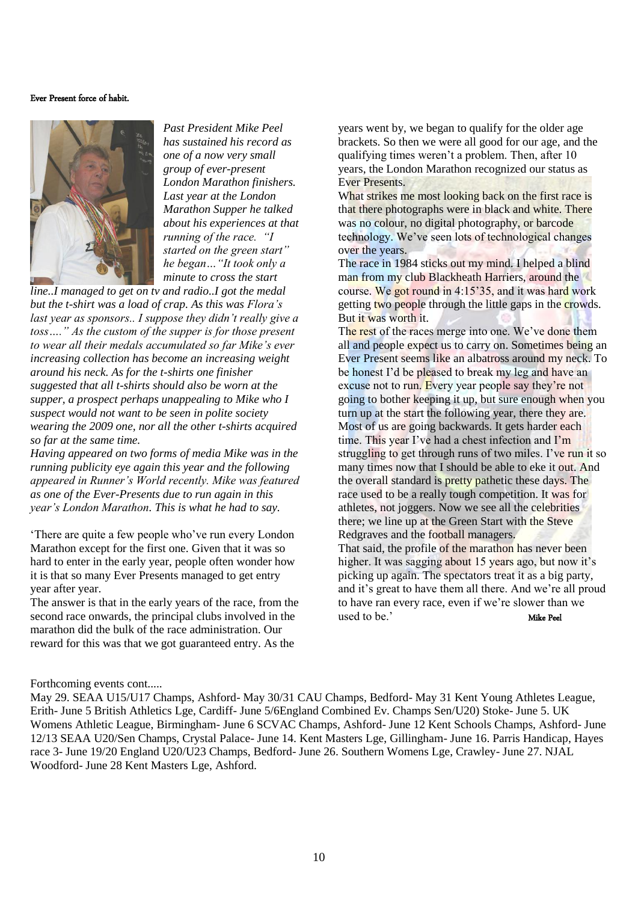**Ever Present force of habit.**

*Past President Mike Peel has sustained his record as one of a now very small group of ever-present London Marathon finishers. Last year at the London Marathon Supper he talked about his experiences at that running of the race. "I started on the green start" he began…"It took only a minute to cross the start line..I managed to get on tv and radio..I got the medal but the t-shirt was a load of crap. As this was Flora's last year as sponsors.. I suppose they didn't really give a toss…." As the custom of the supper is for those present to wear all their medals accumulated so far Mike's ever increasing collection has become an increasing weight around his neck. As for the t-shirts one finisher suggested that all t-shirts should also be worn at the supper, a prospect perhaps unappealing to Mike who I suspect would not want to be seen in polite society wearing the 2009 one, nor all the other t-shirts acquired so far at the same time.*

*Having appeared on two forms of media Mike was in the running publicity eye again this year and the following appeared in Runner's World recently. Mike was featured as one of the Ever-Presents due to run again in this year's London Marathon. This is what he had to say.*

'There are quite a few people who've run every London Marathon except for the first one. Given that it was so hard to enter in the early year, people often wonder how it is that so many Ever Presents managed to get entry year after year.

The answer is that in the early years of the race, from the second race onwards, the principal clubs involved in the marathon did the bulk of the race administration. Our reward for this was that we got guaranteed entry. As the years went by, we began to qualify for the older age brackets. So then we were all good for our age, and the qualifying times weren't a problem. Then, after 10 years, the London Marathon recognized our status as Ever Presents.

What strikes me most looking back on the first race is that there photographs were in black and white. There was no colour, no digital photography, or barcode technology. We've seen lots of technological changes over the years.

The race in 1984 sticks out my mind. I helped a blind man from my club Blackheath Harriers, around the course. We got round in 4:15'35, and it was hard work getting two people through the little gaps in the crowds. But it was worth it.

The rest of the races merge into one. We've done them all and people expect us to carry on. Sometimes being an Ever Present seems like an albatross around my neck. To be honest I'd be pleased to break my leg and have an excuse not to run. Every year people say they're not going to bother keeping it up, but sure enough when you turn up at the start the following year, there they are. Most of us are going backwards. It gets harder each time. This year I've had a chest infection and I'm struggling to get through runs of two miles. I've run it so many times now that I should be able to eke it out. And the overall standard is pretty pathetic these days. The race used to be a really tough competition. It was for athletes, not joggers. Now we see all the celebrities there; we line up at the Green Start with the Steve Redgraves and the football managers.

That said, the profile of the marathon has never been higher. It was sagging about 15 years ago, but now it's picking up again. The spectators treat it as a big party, and it's great to have them all there. And we're all proud to have ran every race, even if we're slower than we used to be.'

**Mike Peel**

Forthcoming events cont.....

May 29. SEAA U15/U17 Champs, Ashford- May 30/31 CAU Champs, Bedford- May 31 Kent Young Athletes League, Erith- June 5 British Athletics Lge, Cardiff- June 5/6England Combined Ev. Champs Sen/U20) Stoke- June 5. UK Womens Athletic League, Birmingham- June 6 SCVAC Champs, Ashford- June 12 Kent Schools Champs, Ashford- June 12/13 SEAA U20/Sen Champs, Crystal Palace- June 14. Kent Masters Lge, Gillingham- June 16. Parris Handicap, Hayes race 3- June 19/20 England U20/U23 Champs, Bedford- June 26. Southern Womens Lge, Crawley- June 27. NJAL Woodford- June 28 Kent Masters Lge, Ashford.